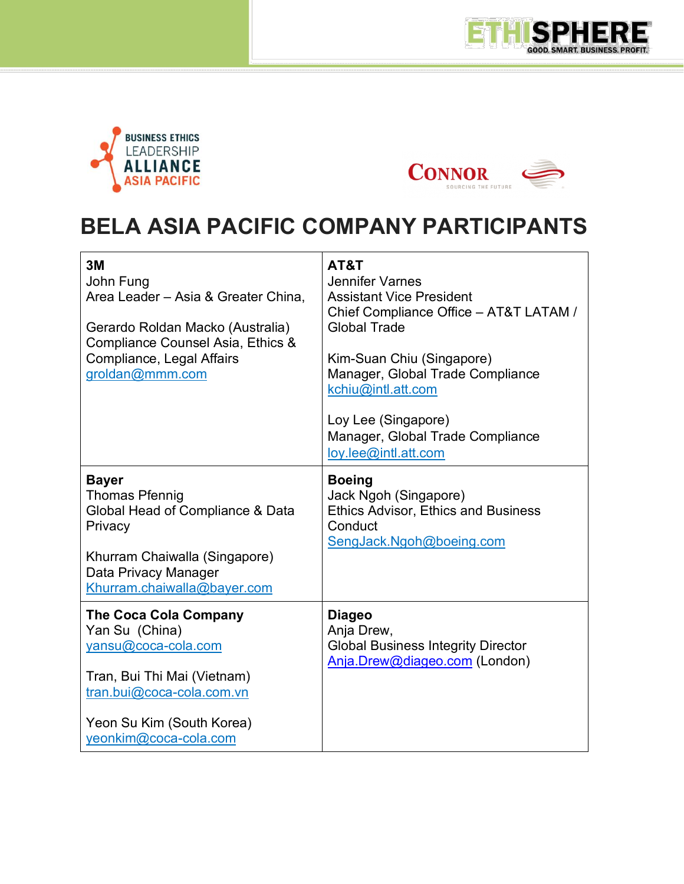ETHISPHERE
GOOD. SMART. BUSINESS. PROFIT.

BUSINESS ETHICS LEADERSHIP ALLIANCE ASIA PACIFIC

CONNOR
SOURCING THE FUTURE

# BELA ASIA PACIFIC COMPANY PARTICIPANTS

| | |
|---|---|
| **3M**<br>John Fung<br>Area Leader – Asia & Greater China,<br><br>Gerardo Roldan Macko (Australia)<br>Compliance Counsel Asia, Ethics & Compliance, Legal Affairs<br>groldan@mmm.com | **AT&T**<br>Jennifer Varnes<br>Assistant Vice President<br>Chief Compliance Office – AT&T LATAM / Global Trade<br><br>Kim-Suan Chiu (Singapore)<br>Manager, Global Trade Compliance<br>kchiu@intl.att.com<br><br>Loy Lee (Singapore)<br>Manager, Global Trade Compliance<br>loy.lee@intl.att.com |
| **Bayer**<br>Thomas Pfennig<br>Global Head of Compliance & Data Privacy<br><br>Khurram Chaiwalla (Singapore)<br>Data Privacy Manager<br>Khurram.chaiwalla@bayer.com | **Boeing**<br>Jack Ngoh (Singapore)<br>Ethics Advisor, Ethics and Business Conduct<br>SengJack.Ngoh@boeing.com |
| **The Coca Cola Company**<br>Yan Su (China)<br>yansu@coca-cola.com<br><br>Tran, Bui Thi Mai (Vietnam)<br>tran.bui@coca-cola.com.vn<br><br>Yeon Su Kim (South Korea)<br>yeonkim@coca-cola.com | **Diageo**<br>Anja Drew,<br>Global Business Integrity Director<br>Anja.Drew@diageo.com (London) |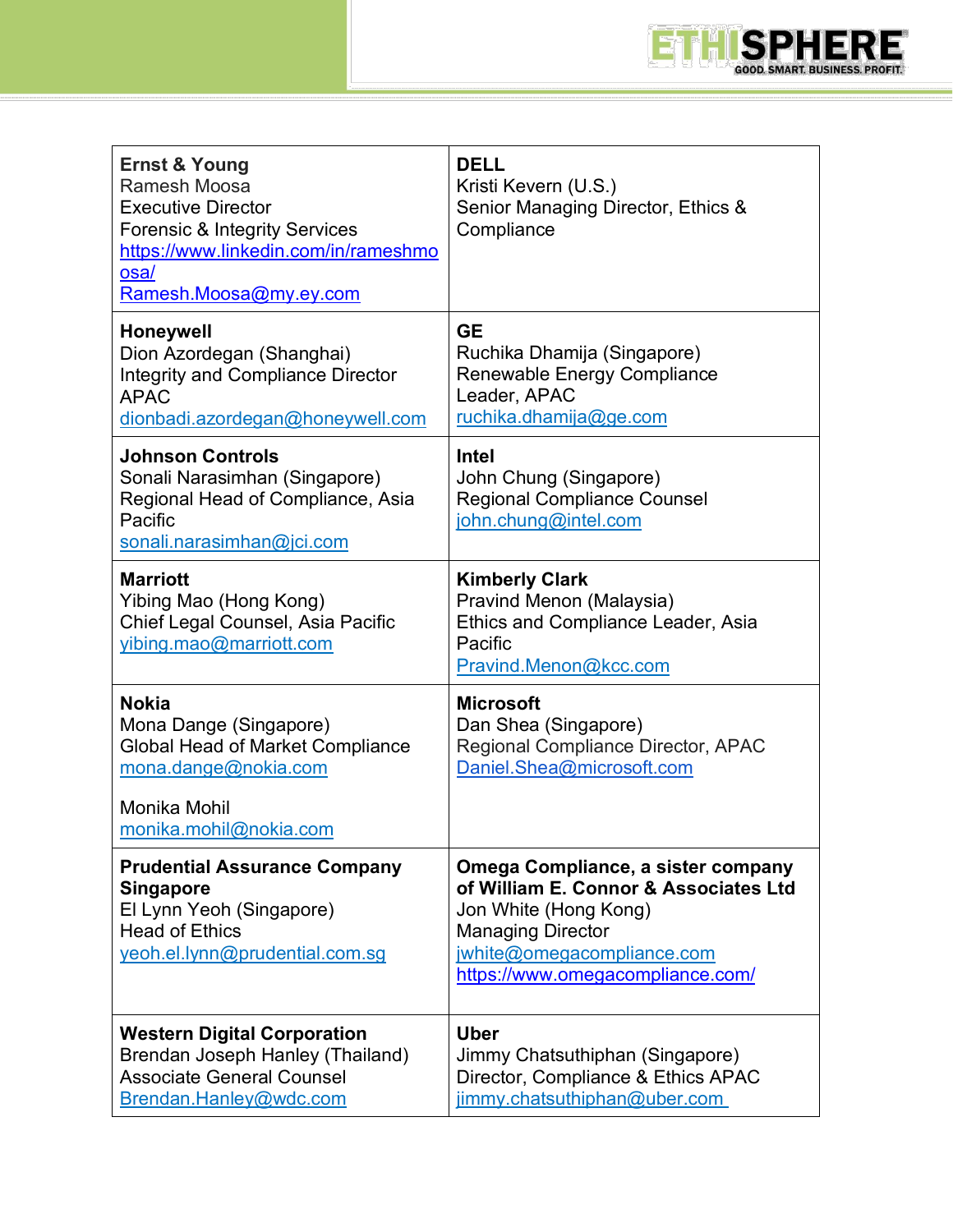| | |
|---|---|
| **Ernst & Young**<br>Ramesh Moosa<br>Executive Director<br>Forensic & Integrity Services<br>https://www.linkedin.com/in/rameshmoosa/<br>Ramesh.Moosa@my.ey.com | **DELL**<br>Kristi Kevern (U.S.)<br>Senior Managing Director, Ethics & Compliance |
| **Honeywell**<br>Dion Azordegan (Shanghai)<br>Integrity and Compliance Director APAC<br>dionbadi.azordegan@honeywell.com | **GE**<br>Ruchika Dhamija (Singapore)<br>Renewable Energy Compliance Leader, APAC<br>ruchika.dhamija@ge.com |
| **Johnson Controls**<br>Sonali Narasimhan (Singapore)<br>Regional Head of Compliance, Asia Pacific<br>sonali.narasimhan@jci.com | **Intel**<br>John Chung (Singapore)<br>Regional Compliance Counsel<br>john.chung@intel.com |
| **Marriott**<br>Yibing Mao (Hong Kong)<br>Chief Legal Counsel, Asia Pacific<br>yibing.mao@marriott.com | **Kimberly Clark**<br>Pravind Menon (Malaysia)<br>Ethics and Compliance Leader, Asia Pacific<br>Pravind.Menon@kcc.com |
| **Nokia**<br>Mona Dange (Singapore)<br>Global Head of Market Compliance<br>mona.dange@nokia.com<br><br>Monika Mohil<br>monika.mohil@nokia.com | **Microsoft**<br>Dan Shea (Singapore)<br>Regional Compliance Director, APAC<br>Daniel.Shea@microsoft.com |
| **Prudential Assurance Company Singapore**<br>El Lynn Yeoh (Singapore)<br>Head of Ethics<br>yeoh.el.lynn@prudential.com.sg | **Omega Compliance, a sister company of William E. Connor & Associates Ltd**<br>Jon White (Hong Kong)<br>Managing Director<br>jwhite@omegacompliance.com<br>https://www.omegacompliance.com/ |
| **Western Digital Corporation**<br>Brendan Joseph Hanley (Thailand)<br>Associate General Counsel<br>Brendan.Hanley@wdc.com | **Uber**<br>Jimmy Chatsuthiphan (Singapore)<br>Director, Compliance & Ethics APAC<br>jimmy.chatsuthiphan@uber.com |